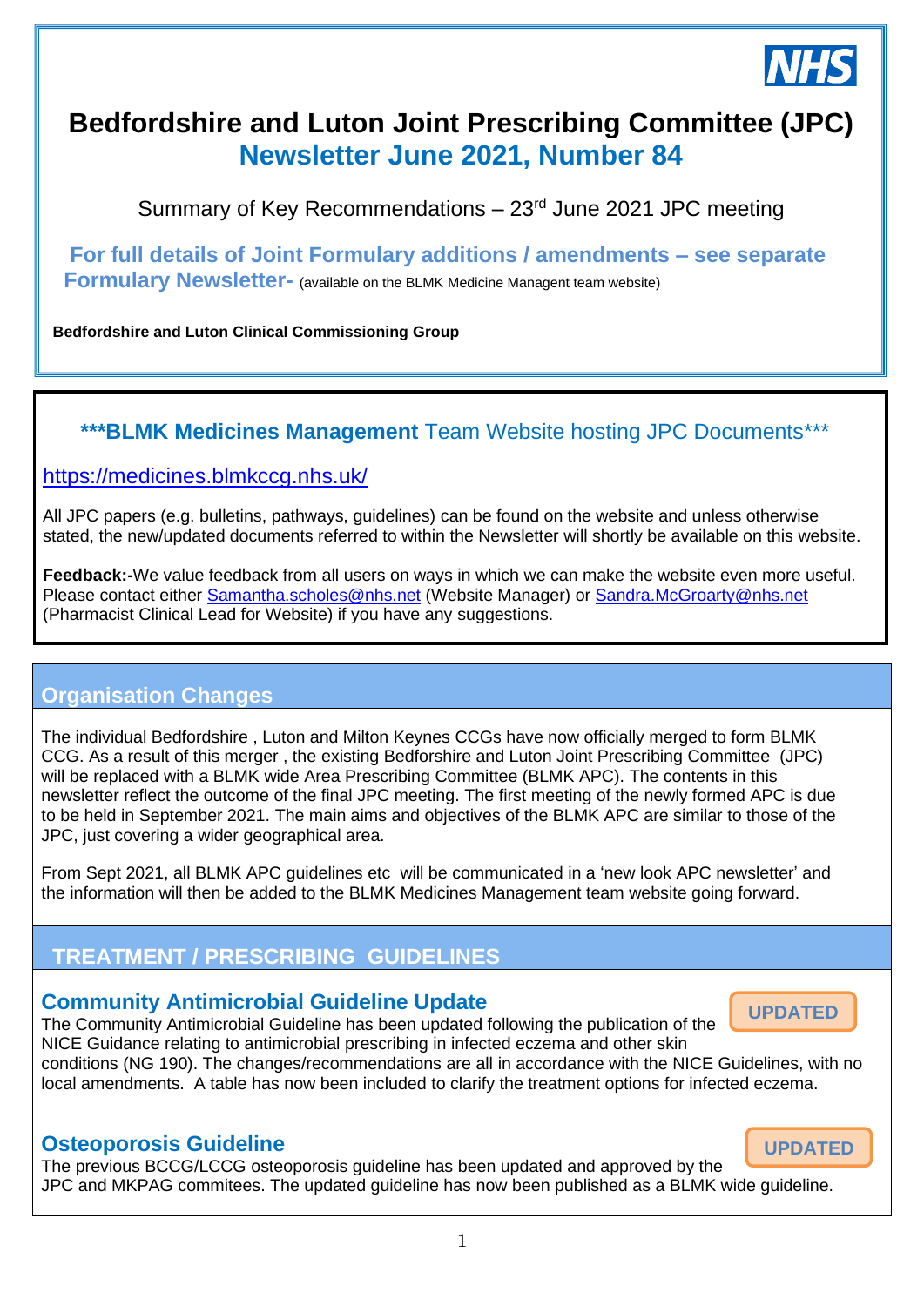NHS

# Bedfordshire and Luton Joint Prescribing Committee (JPC)
## Newsletter June 2021, Number 84

Summary of Key Recommendations – 23rd June 2021 JPC meeting

**For full details of Joint Formulary additions / amendments – see separate Formulary Newsletter-** (available on the BLMK Medicine Managent team website)

**Bedfordshire and Luton Clinical Commissioning Group**

**\*\*\*BLMK Medicines Management** Team Website hosting JPC Documents\*\*\*

https://medicines.blmkccg.nhs.uk/

All JPC papers (e.g. bulletins, pathways, guidelines) can be found on the website and unless otherwise stated, the new/updated documents referred to within the Newsletter will shortly be available on this website.

**Feedback:-**We value feedback from all users on ways in which we can make the website even more useful. Please contact either Samantha.scholes@nhs.net (Website Manager) or Sandra.McGroarty@nhs.net (Pharmacist Clinical Lead for Website) if you have any suggestions.

## Organisation Changes

The individual Bedfordshire , Luton and Milton Keynes CCGs have now officially merged to form BLMK CCG. As a result of this merger , the existing Bedforshire and Luton Joint Prescribing Committee (JPC) will be replaced with a BLMK wide Area Prescribing Committee (BLMK APC). The contents in this newsletter reflect the outcome of the final JPC meeting. The first meeting of the newly formed APC is due to be held in September 2021. The main aims and objectives of the BLMK APC are similar to those of the JPC, just covering a wider geographical area.

From Sept 2021, all BLMK APC guidelines etc will be communicated in a 'new look APC newsletter' and the information will then be added to the BLMK Medicines Management team website going forward.

## TREATMENT / PRESCRIBING GUIDELINES

### Community Antimicrobial Guideline Update

**UPDATED**

The Community Antimicrobial Guideline has been updated following the publication of the NICE Guidance relating to antimicrobial prescribing in infected eczema and other skin conditions (NG 190). The changes/recommendations are all in accordance with the NICE Guidelines, with no local amendments. A table has now been included to clarify the treatment options for infected eczema.

### Osteoporosis Guideline

**UPDATED**

The previous BCCG/LCCG osteoporosis guideline has been updated and approved by the JPC and MKPAG commitees. The updated guideline has now been published as a BLMK wide guideline.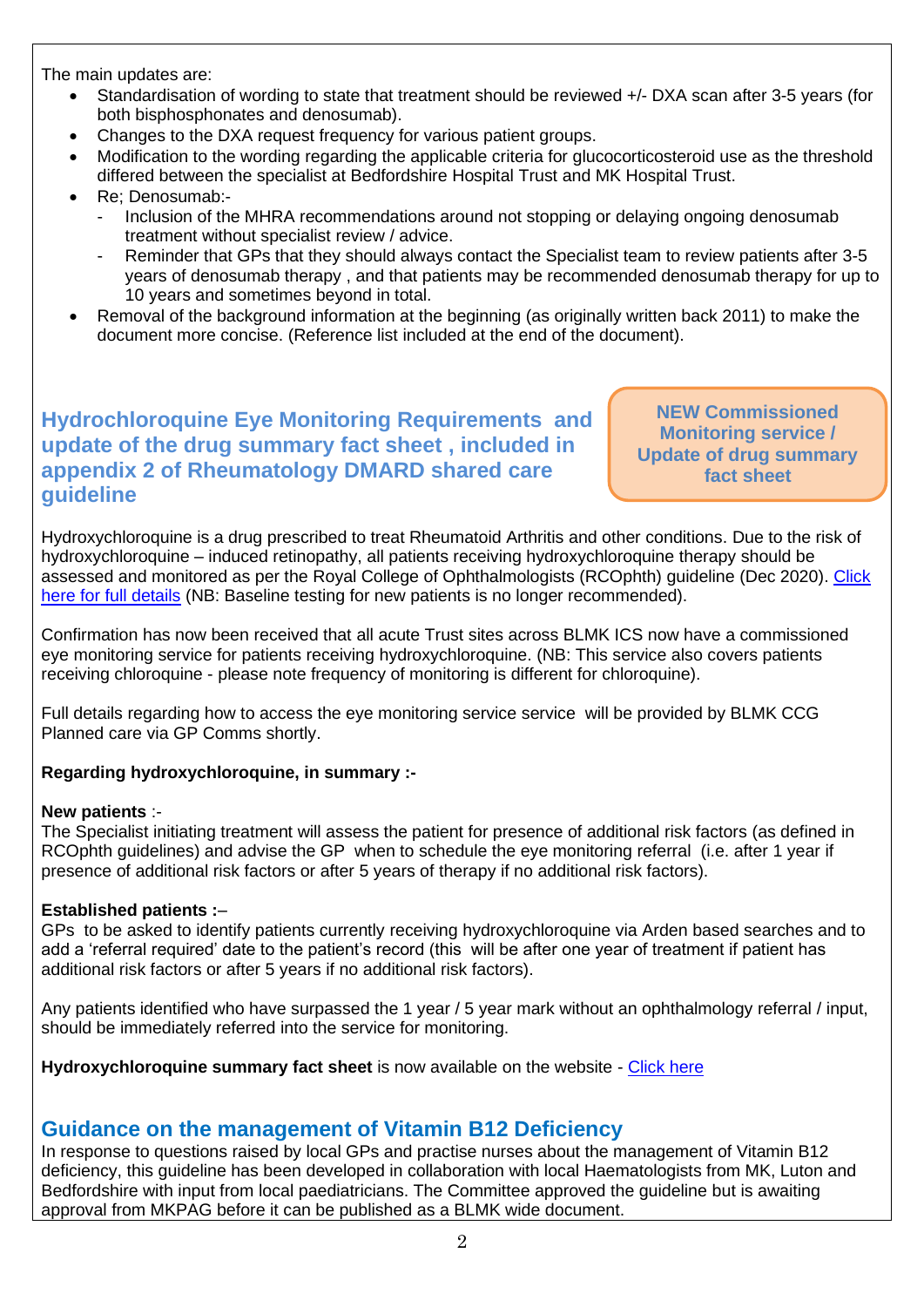The main updates are:

- Standardisation of wording to state that treatment should be reviewed +/- DXA scan after 3-5 years (for both bisphosphonates and denosumab).
- Changes to the DXA request frequency for various patient groups.
- Modification to the wording regarding the applicable criteria for glucocorticosteroid use as the threshold differed between the specialist at Bedfordshire Hospital Trust and MK Hospital Trust.
- Re; Denosumab:-
  - Inclusion of the MHRA recommendations around not stopping or delaying ongoing denosumab treatment without specialist review / advice.
  - Reminder that GPs that they should always contact the Specialist team to review patients after 3-5 years of denosumab therapy , and that patients may be recommended denosumab therapy for up to 10 years and sometimes beyond in total.
- Removal of the background information at the beginning (as originally written back 2011) to make the document more concise. (Reference list included at the end of the document).

## Hydrochloroquine Eye Monitoring Requirements and update of the drug summary fact sheet , included in appendix 2 of Rheumatology DMARD shared care guideline

**NEW Commissioned Monitoring service / Update of drug summary fact sheet**

Hydroxychloroquine is a drug prescribed to treat Rheumatoid Arthritis and other conditions. Due to the risk of hydroxychloroquine – induced retinopathy, all patients receiving hydroxychloroquine therapy should be assessed and monitored as per the Royal College of Ophthalmologists (RCOphth) guideline (Dec 2020). Click here for full details (NB: Baseline testing for new patients is no longer recommended).

Confirmation has now been received that all acute Trust sites across BLMK ICS now have a commissioned eye monitoring service for patients receiving hydroxychloroquine. (NB: This service also covers patients receiving chloroquine - please note frequency of monitoring is different for chloroquine).

Full details regarding how to access the eye monitoring service service will be provided by BLMK CCG Planned care via GP Comms shortly.

**Regarding hydroxychloroquine, in summary :-**

**New patients** :-
The Specialist initiating treatment will assess the patient for presence of additional risk factors (as defined in RCOphth guidelines) and advise the GP when to schedule the eye monitoring referral (i.e. after 1 year if presence of additional risk factors or after 5 years of therapy if no additional risk factors).

**Established patients :**–
GPs to be asked to identify patients currently receiving hydroxychloroquine via Arden based searches and to add a 'referral required' date to the patient's record (this will be after one year of treatment if patient has additional risk factors or after 5 years if no additional risk factors).

Any patients identified who have surpassed the 1 year / 5 year mark without an ophthalmology referral / input, should be immediately referred into the service for monitoring.

**Hydroxychloroquine summary fact sheet** is now available on the website - Click here

## Guidance on the management of Vitamin B12 Deficiency

In response to questions raised by local GPs and practise nurses about the management of Vitamin B12 deficiency, this guideline has been developed in collaboration with local Haematologists from MK, Luton and Bedfordshire with input from local paediatricians. The Committee approved the guideline but is awaiting approval from MKPAG before it can be published as a BLMK wide document.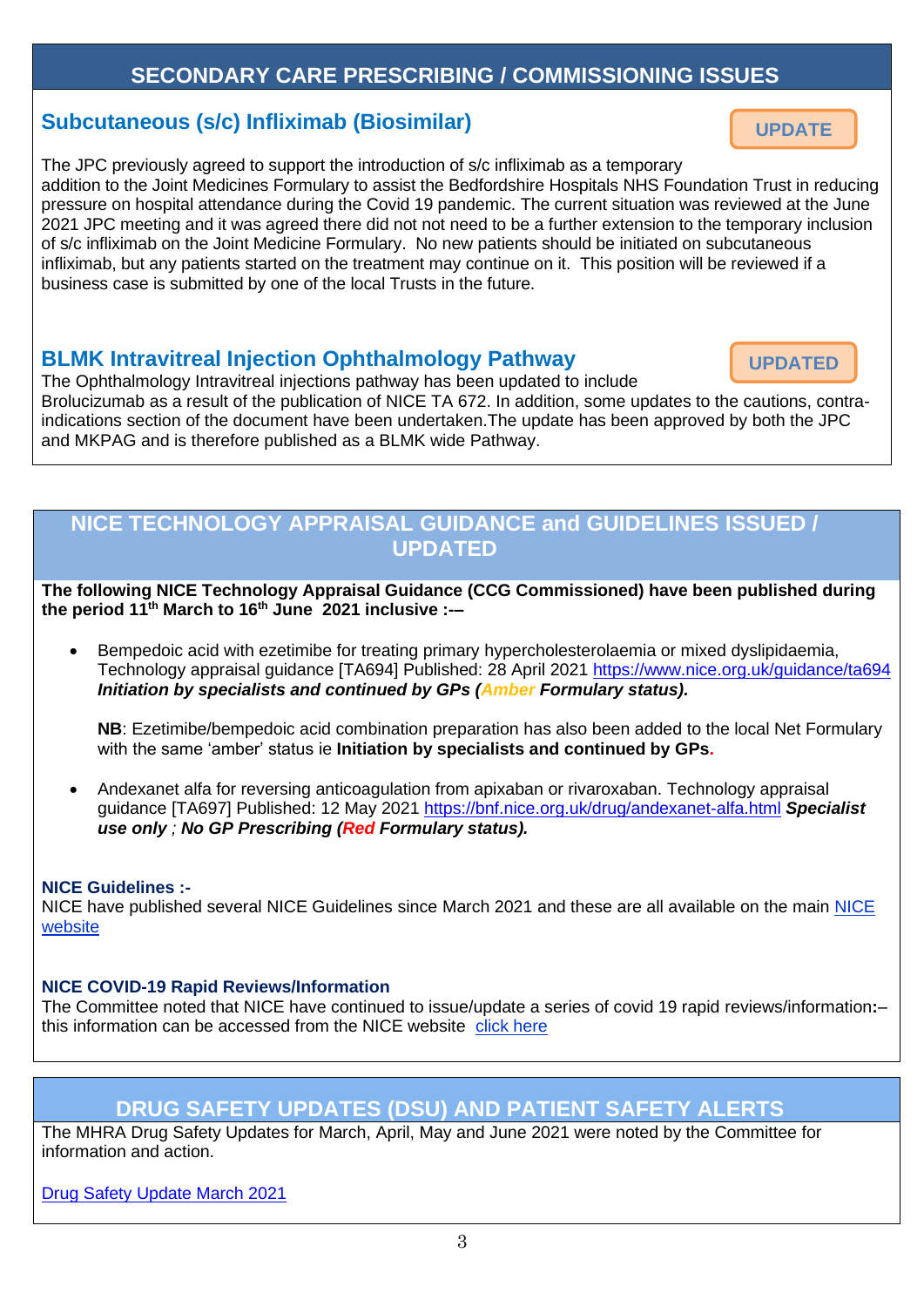## SECONDARY CARE PRESCRIBING / COMMISSIONING ISSUES

### Subcutaneous (s/c) Infliximab (Biosimilar)

**UPDATE**

The JPC previously agreed to support the introduction of s/c infliximab as a temporary addition to the Joint Medicines Formulary to assist the Bedfordshire Hospitals NHS Foundation Trust in reducing pressure on hospital attendance during the Covid 19 pandemic. The current situation was reviewed at the June 2021 JPC meeting and it was agreed there did not not need to be a further extension to the temporary inclusion of s/c infliximab on the Joint Medicine Formulary. No new patients should be initiated on subcutaneous infliximab, but any patients started on the treatment may continue on it. This position will be reviewed if a business case is submitted by one of the local Trusts in the future.

### BLMK Intravitreal Injection Ophthalmology Pathway

**UPDATED**

The Ophthalmology Intravitreal injections pathway has been updated to include Brolucizumab as a result of the publication of NICE TA 672. In addition, some updates to the cautions, contra-indications section of the document have been undertaken.The update has been approved by both the JPC and MKPAG and is therefore published as a BLMK wide Pathway.

## NICE TECHNOLOGY APPRAISAL GUIDANCE and GUIDELINES ISSUED / UPDATED

**The following NICE Technology Appraisal Guidance (CCG Commissioned) have been published during the period 11th March to 16th June 2021 inclusive :-–**

- Bempedoic acid with ezetimibe for treating primary hypercholesterolaemia or mixed dyslipidaemia, Technology appraisal guidance [TA694] Published: 28 April 2021 https://www.nice.org.uk/guidance/ta694 ***Initiation by specialists and continued by GPs (Amber Formulary status).***

  **NB**: Ezetimibe/bempedoic acid combination preparation has also been added to the local Net Formulary with the same 'amber' status ie **Initiation by specialists and continued by GPs.**

- Andexanet alfa for reversing anticoagulation from apixaban or rivaroxaban. Technology appraisal guidance [TA697] Published: 12 May 2021 https://bnf.nice.org.uk/drug/andexanet-alfa.html ***Specialist use only ; No GP Prescribing (Red Formulary status).***

**NICE Guidelines :-**

NICE have published several NICE Guidelines since March 2021 and these are all available on the main NICE website

**NICE COVID-19 Rapid Reviews/Information**

The Committee noted that NICE have continued to issue/update a series of covid 19 rapid reviews/information**:**– this information can be accessed from the NICE website click here

## DRUG SAFETY UPDATES (DSU) AND PATIENT SAFETY ALERTS

The MHRA Drug Safety Updates for March, April, May and June 2021 were noted by the Committee for information and action.

Drug Safety Update March 2021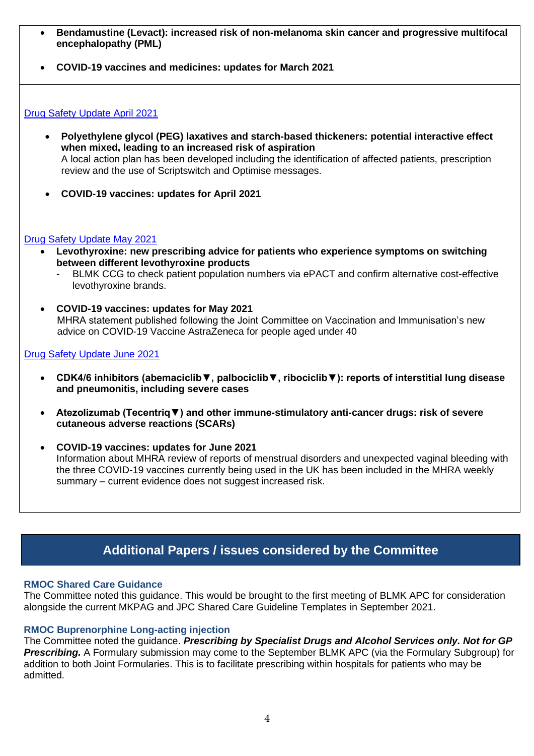- **Bendamustine (Levact): increased risk of non-melanoma skin cancer and progressive multifocal encephalopathy (PML)**

- **COVID-19 vaccines and medicines: updates for March 2021**

[Drug Safety Update April 2021]

- **Polyethylene glycol (PEG) laxatives and starch-based thickeners: potential interactive effect when mixed, leading to an increased risk of aspiration**
  A local action plan has been developed including the identification of affected patients, prescription review and the use of Scriptswitch and Optimise messages.

- **COVID-19 vaccines: updates for April 2021**

[Drug Safety Update May 2021]

- **Levothyroxine: new prescribing advice for patients who experience symptoms on switching between different levothyroxine products**
  - BLMK CCG to check patient population numbers via ePACT and confirm alternative cost-effective levothyroxine brands.

- **COVID-19 vaccines: updates for May 2021**
  MHRA statement published following the Joint Committee on Vaccination and Immunisation's new advice on COVID-19 Vaccine AstraZeneca for people aged under 40

[Drug Safety Update June 2021]

- **CDK4/6 inhibitors (abemaciclib▼, palbociclib▼, ribociclib▼): reports of interstitial lung disease and pneumonitis, including severe cases**

- **Atezolizumab (Tecentriq▼) and other immune-stimulatory anti-cancer drugs: risk of severe cutaneous adverse reactions (SCARs)**

- **COVID-19 vaccines: updates for June 2021**
  Information about MHRA review of reports of menstrual disorders and unexpected vaginal bleeding with the three COVID-19 vaccines currently being used in the UK has been included in the MHRA weekly summary – current evidence does not suggest increased risk.

## Additional Papers / issues considered by the Committee

**RMOC Shared Care Guidance**

The Committee noted this guidance. This would be brought to the first meeting of BLMK APC for consideration alongside the current MKPAG and JPC Shared Care Guideline Templates in September 2021.

**RMOC Buprenorphine Long-acting injection**

The Committee noted the guidance. ***Prescribing by Specialist Drugs and Alcohol Services only. Not for GP Prescribing.*** A Formulary submission may come to the September BLMK APC (via the Formulary Subgroup) for addition to both Joint Formularies. This is to facilitate prescribing within hospitals for patients who may be admitted.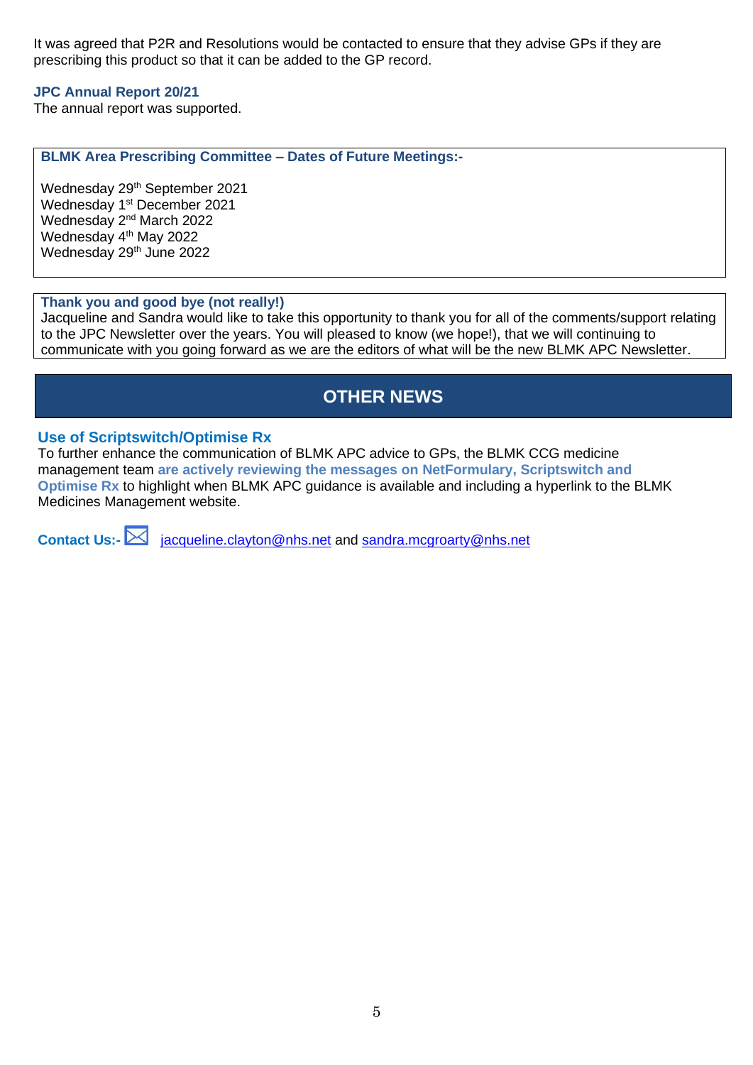It was agreed that P2R and Resolutions would be contacted to ensure that they advise GPs if they are prescribing this product so that it can be added to the GP record.

### JPC Annual Report 20/21

The annual report was supported.

**BLMK Area Prescribing Committee – Dates of Future Meetings:-**

Wednesday 29th September 2021
Wednesday 1st December 2021
Wednesday 2nd March 2022
Wednesday 4th May 2022
Wednesday 29th June 2022

**Thank you and good bye (not really!)**
Jacqueline and Sandra would like to take this opportunity to thank you for all of the comments/support relating to the JPC Newsletter over the years. You will pleased to know (we hope!), that we will continuing to communicate with you going forward as we are the editors of what will be the new BLMK APC Newsletter.

## OTHER NEWS

### Use of Scriptswitch/Optimise Rx

To further enhance the communication of BLMK APC advice to GPs, the BLMK CCG medicine management team **are actively reviewing the messages on NetFormulary, Scriptswitch and Optimise Rx** to highlight when BLMK APC guidance is available and including a hyperlink to the BLMK Medicines Management website.

**Contact Us:-** jacqueline.clayton@nhs.net and sandra.mcgroarty@nhs.net